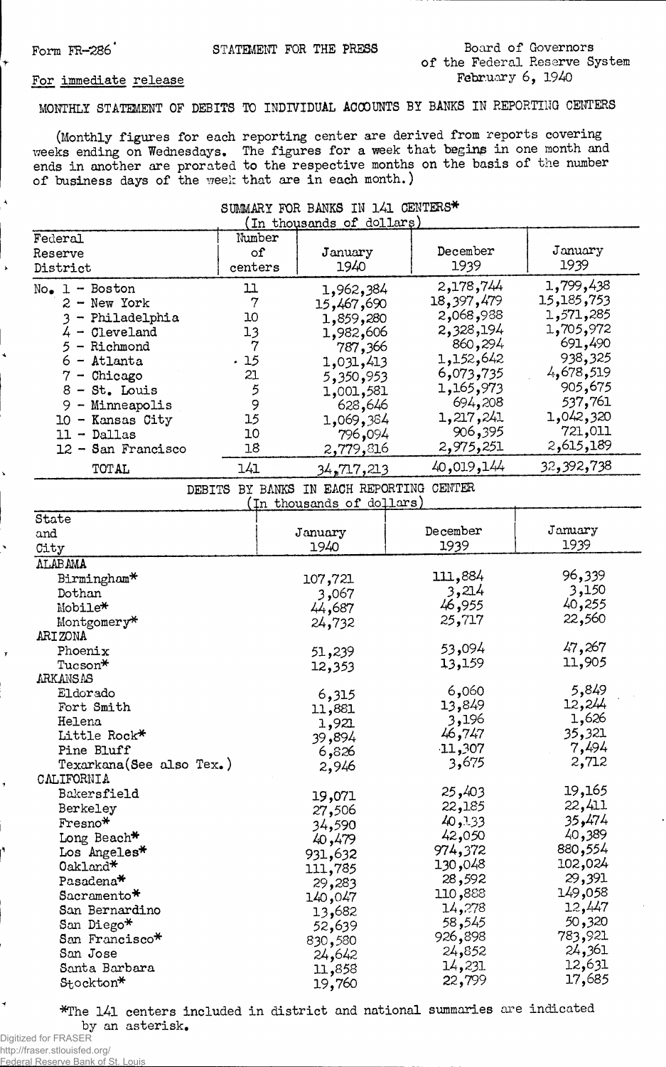Form FR-286

STATEMENT FOR THE PRESS

Board of Governors
of the Federal Reserve System
February 6, 1940

For immediate release

MONTHLY STATEMENT OF DEBITS TO INDIVIDUAL ACCOUNTS BY BANKS IN REPORTING CENTERS

(Monthly figures for each reporting center are derived from reports covering weeks ending on Wednesdays. The figures for a week that begins in one month and ends in another are prorated to the respective months on the basis of the number of business days of the week that are in each month.)

SUMMARY FOR BANKS IN 141 CENTERS*
(In thousands of dollars)

| Federal Reserve District | Number of centers | January 1940 | December 1939 | January 1939 |
|---|---|---|---|---|
| No. 1 - Boston | 11 | 1,962,384 | 2,178,744 | 1,799,438 |
| 2 - New York | 7 | 15,467,690 | 18,397,479 | 15,185,753 |
| 3 - Philadelphia | 10 | 1,859,280 | 2,068,988 | 1,571,285 |
| 4 - Cleveland | 13 | 1,982,606 | 2,328,194 | 1,705,972 |
| 5 - Richmond | 7 | 787,366 | 860,294 | 691,490 |
| 6 - Atlanta | 15 | 1,031,413 | 1,152,642 | 938,325 |
| 7 - Chicago | 21 | 5,350,953 | 6,073,735 | 4,678,519 |
| 8 - St. Louis | 5 | 1,001,581 | 1,165,973 | 905,675 |
| 9 - Minneapolis | 9 | 628,646 | 694,208 | 537,761 |
| 10 - Kansas City | 15 | 1,069,384 | 1,217,241 | 1,042,320 |
| 11 - Dallas | 10 | 796,094 | 906,395 | 721,011 |
| 12 - San Francisco | 18 | 2,779,816 | 2,975,251 | 2,615,189 |
| TOTAL | 141 | 34,717,213 | 40,019,144 | 32,392,738 |

DEBITS BY BANKS IN EACH REPORTING CENTER
(In thousands of dollars)

| State and City | January 1940 | December 1939 | January 1939 |
|---|---|---|---|
| ALABAMA | | | |
| Birmingham* | 107,721 | 111,884 | 96,339 |
| Dothan | 3,067 | 3,214 | 3,150 |
| Mobile* | 44,687 | 46,955 | 40,255 |
| Montgomery* | 24,732 | 25,717 | 22,560 |
| ARIZONA | | | |
| Phoenix | 51,239 | 53,094 | 47,267 |
| Tucson* | 12,353 | 13,159 | 11,905 |
| ARKANSAS | | | |
| Eldorado | 6,315 | 6,060 | 5,849 |
| Fort Smith | 11,881 | 13,849 | 12,244 |
| Helena | 1,921 | 3,196 | 1,626 |
| Little Rock* | 39,894 | 46,747 | 35,321 |
| Pine Bluff | 6,826 | 11,307 | 7,494 |
| Texarkana(See also Tex.) | 2,946 | 3,675 | 2,712 |
| CALIFORNIA | | | |
| Bakersfield | 19,071 | 25,403 | 19,165 |
| Berkeley | 27,506 | 22,185 | 22,411 |
| Fresno* | 34,590 | 40,133 | 35,474 |
| Long Beach* | 40,479 | 42,050 | 40,389 |
| Los Angeles* | 931,632 | 974,372 | 880,554 |
| Oakland* | 111,785 | 130,048 | 102,024 |
| Pasadena* | 29,283 | 28,592 | 29,391 |
| Sacramento* | 140,047 | 110,888 | 149,058 |
| San Bernardino | 13,682 | 14,278 | 12,447 |
| San Diego* | 52,639 | 58,545 | 50,320 |
| San Francisco* | 830,580 | 926,898 | 783,921 |
| San Jose | 24,642 | 24,852 | 24,361 |
| Santa Barbara | 11,858 | 14,231 | 12,631 |
| Stockton* | 19,760 | 22,799 | 17,685 |

*The 141 centers included in district and national summaries are indicated by an asterisk.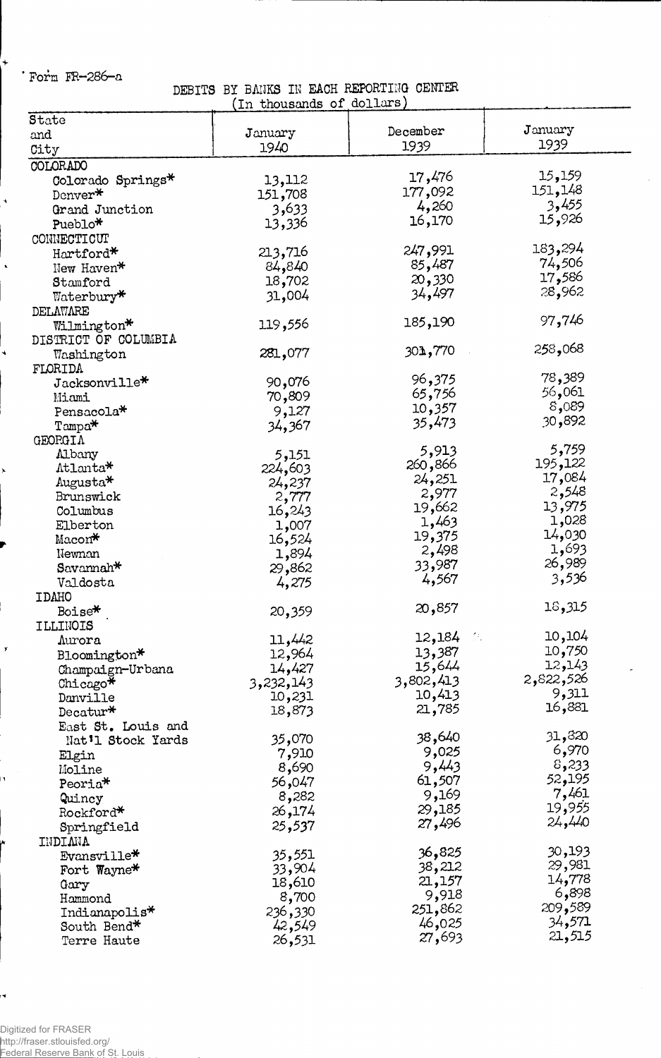Form FR-286-a

DEBITS BY BANKS IN EACH REPORTING CENTER
(In thousands of dollars)

| State and City | January 1940 | December 1939 | January 1939 |
|---|---|---|---|
| COLORADO | | | |
| Colorado Springs* | 13,112 | 17,476 | 15,159 |
| Denver* | 151,708 | 177,092 | 151,148 |
| Grand Junction | 3,633 | 4,260 | 3,455 |
| Pueblo* | 13,336 | 16,170 | 15,926 |
| CONNECTICUT | | | |
| Hartford* | 213,716 | 247,991 | 183,294 |
| New Haven* | 84,840 | 85,487 | 74,506 |
| Stamford | 18,702 | 20,330 | 17,586 |
| Waterbury* | 31,004 | 34,497 | 28,962 |
| DELAWARE | | | |
| Wilmington* | 119,556 | 185,190 | 97,746 |
| DISTRICT OF COLUMBIA | | | |
| Washington | 281,077 | 301,770 | 258,068 |
| FLORIDA | | | |
| Jacksonville* | 90,076 | 96,375 | 78,389 |
| Miami | 70,809 | 65,756 | 56,061 |
| Pensacola* | 9,127 | 10,357 | 8,089 |
| Tampa* | 34,367 | 35,473 | 30,892 |
| GEORGIA | | | |
| Albany | 5,151 | 5,913 | 5,759 |
| Atlanta* | 224,603 | 260,866 | 195,122 |
| Augusta* | 24,237 | 24,251 | 17,084 |
| Brunswick | 2,777 | 2,977 | 2,548 |
| Columbus | 16,243 | 19,662 | 13,975 |
| Elberton | 1,007 | 1,463 | 1,028 |
| Macon* | 16,524 | 19,375 | 14,030 |
| Newnan | 1,894 | 2,498 | 1,693 |
| Savannah* | 29,862 | 33,987 | 26,989 |
| Valdosta | 4,275 | 4,567 | 3,536 |
| IDAHO | | | |
| Boise* | 20,359 | 20,857 | 18,315 |
| ILLINOIS | | | |
| Aurora | 11,442 | 12,184 | 10,104 |
| Bloomington* | 12,964 | 13,387 | 10,750 |
| Champaign-Urbana | 14,427 | 15,644 | 12,143 |
| Chicago* | 3,232,143 | 3,802,413 | 2,822,526 |
| Danville | 10,231 | 10,413 | 9,311 |
| Decatur* | 18,873 | 21,785 | 16,881 |
| East St. Louis and Nat'l Stock Yards | 35,070 | 38,640 | 31,820 |
| Elgin | 7,910 | 9,025 | 6,970 |
| Moline | 8,690 | 9,443 | 8,233 |
| Peoria* | 56,047 | 61,507 | 52,195 |
| Quincy | 8,282 | 9,169 | 7,461 |
| Rockford* | 26,174 | 29,185 | 19,955 |
| Springfield | 25,537 | 27,496 | 24,440 |
| INDIANA | | | |
| Evansville* | 35,551 | 36,825 | 30,193 |
| Fort Wayne* | 33,904 | 38,212 | 29,981 |
| Gary | 18,610 | 21,157 | 14,778 |
| Hammond | 8,700 | 9,918 | 6,898 |
| Indianapolis* | 236,330 | 251,862 | 209,589 |
| South Bend* | 42,549 | 46,025 | 34,571 |
| Terre Haute | 26,531 | 27,693 | 21,515 |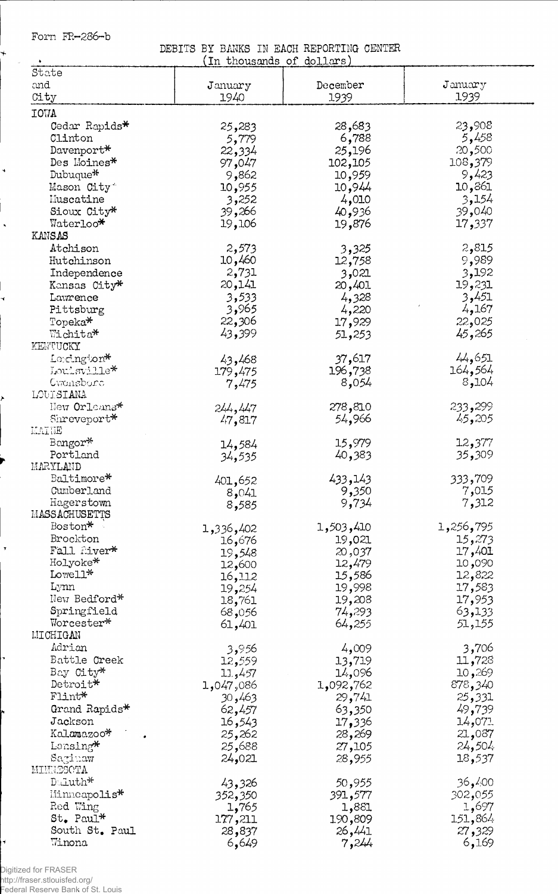Form FR-286-b

DEBITS BY BANKS IN EACH REPORTING CENTER
(In thousands of dollars)

| State and City | January 1940 | December 1939 | January 1939 |
|---|---|---|---|
| IOWA | | | |
| Cedar Rapids* | 25,283 | 28,683 | 23,908 |
| Clinton | 5,779 | 6,788 | 5,458 |
| Davenport* | 22,334 | 25,196 | 20,500 |
| Des Moines* | 97,047 | 102,105 | 108,379 |
| Dubuque* | 9,862 | 10,959 | 9,423 |
| Mason City* | 10,955 | 10,944 | 10,861 |
| Muscatine | 3,252 | 4,010 | 3,154 |
| Sioux City* | 39,266 | 40,936 | 39,040 |
| Waterloo* | 19,106 | 19,876 | 17,337 |
| KANSAS | | | |
| Atchison | 2,573 | 3,325 | 2,815 |
| Hutchinson | 10,460 | 12,758 | 9,989 |
| Independence | 2,731 | 3,021 | 3,192 |
| Kansas City* | 20,141 | 20,401 | 19,231 |
| Lawrence | 3,533 | 4,328 | 3,451 |
| Pittsburg | 3,965 | 4,220 | 4,167 |
| Topeka* | 22,306 | 17,929 | 22,025 |
| Wichita* | 43,399 | 51,253 | 45,265 |
| KENTUCKY | | | |
| Lexington* | 43,468 | 37,617 | 44,651 |
| Louisville* | 179,475 | 196,738 | 164,564 |
| Owensboro | 7,475 | 8,054 | 8,104 |
| LOUISIANA | | | |
| New Orleans* | 244,447 | 278,810 | 233,299 |
| Shreveport* | 47,817 | 54,966 | 45,205 |
| MAINE | | | |
| Bangor* | 14,584 | 15,979 | 12,377 |
| Portland | 34,535 | 40,383 | 35,309 |
| MARYLAND | | | |
| Baltimore* | 401,652 | 433,143 | 333,709 |
| Cumberland | 8,041 | 9,350 | 7,015 |
| Hagerstown | 8,585 | 9,734 | 7,312 |
| MASSACHUSETTS | | | |
| Boston* | 1,336,402 | 1,503,410 | 1,256,795 |
| Brockton | 16,676 | 19,021 | 15,273 |
| Fall River* | 19,548 | 20,037 | 17,401 |
| Holyoke* | 12,600 | 12,479 | 10,090 |
| Lowell* | 16,112 | 15,586 | 12,822 |
| Lynn | 19,254 | 19,998 | 17,583 |
| New Bedford* | 18,761 | 19,208 | 17,953 |
| Springfield | 68,056 | 74,293 | 63,133 |
| Worcester* | 61,401 | 64,255 | 51,155 |
| MICHIGAN | | | |
| Adrian | 3,956 | 4,009 | 3,706 |
| Battle Creek | 12,559 | 13,719 | 11,728 |
| Bay City* | 11,457 | 14,096 | 10,269 |
| Detroit* | 1,047,086 | 1,092,762 | 878,340 |
| Flint* | 30,463 | 29,741 | 25,331 |
| Grand Rapids* | 62,457 | 63,350 | 49,739 |
| Jackson | 16,543 | 17,336 | 14,071 |
| Kalamazoo* | 25,262 | 28,269 | 21,087 |
| Lansing* | 25,688 | 27,105 | 24,504 |
| Saginaw | 24,021 | 28,955 | 18,537 |
| MINNESOTA | | | |
| Duluth* | 43,326 | 50,955 | 36,400 |
| Minneapolis* | 352,350 | 391,577 | 302,055 |
| Red Wing | 1,765 | 1,881 | 1,697 |
| St. Paul* | 177,211 | 190,809 | 151,864 |
| South St. Paul | 28,837 | 26,441 | 27,329 |
| Winona | 6,649 | 7,244 | 6,169 |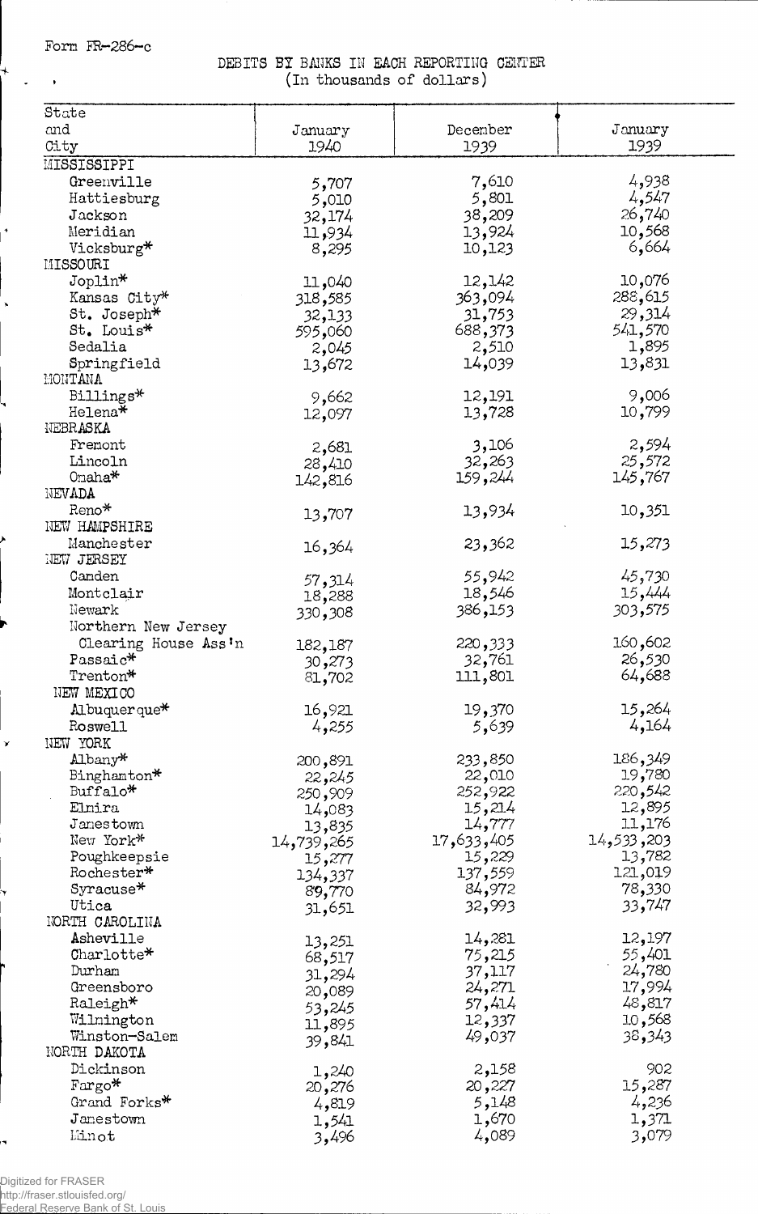Form FR-286-c

DEBITS BY BANKS IN EACH REPORTING CENTER
(In thousands of dollars)

| State and City | January 1940 | December 1939 | January 1939 |
|---|---|---|---|
| MISSISSIPPI | | | |
| Greenville | 5,707 | 7,610 | 4,938 |
| Hattiesburg | 5,010 | 5,801 | 4,547 |
| Jackson | 32,174 | 38,209 | 26,740 |
| Meridian | 11,934 | 13,924 | 10,568 |
| Vicksburg* | 8,295 | 10,123 | 6,664 |
| MISSOURI | | | |
| Joplin* | 11,040 | 12,142 | 10,076 |
| Kansas City* | 318,585 | 363,094 | 288,615 |
| St. Joseph* | 32,133 | 31,753 | 29,314 |
| St. Louis* | 595,060 | 688,373 | 541,570 |
| Sedalia | 2,045 | 2,510 | 1,895 |
| Springfield | 13,672 | 14,039 | 13,831 |
| MONTANA | | | |
| Billings* | 9,662 | 12,191 | 9,006 |
| Helena* | 12,097 | 13,728 | 10,799 |
| NEBRASKA | | | |
| Fremont | 2,681 | 3,106 | 2,594 |
| Lincoln | 28,410 | 32,263 | 25,572 |
| Omaha* | 142,816 | 159,244 | 145,767 |
| NEVADA | | | |
| Reno* | 13,707 | 13,934 | 10,351 |
| NEW HAMPSHIRE | | | |
| Manchester | 16,364 | 23,362 | 15,273 |
| NEW JERSEY | | | |
| Camden | 57,314 | 55,942 | 45,730 |
| Montclair | 18,288 | 18,546 | 15,444 |
| Newark | 330,308 | 386,153 | 303,575 |
| Northern New Jersey Clearing House Ass'n | 182,187 | 220,333 | 160,602 |
| Passaic* | 30,273 | 32,761 | 26,530 |
| Trenton* | 81,702 | 111,801 | 64,688 |
| NEW MEXICO | | | |
| Albuquerque* | 16,921 | 19,370 | 15,264 |
| Roswell | 4,255 | 5,639 | 4,164 |
| NEW YORK | | | |
| Albany* | 200,891 | 233,850 | 186,349 |
| Binghamton* | 22,245 | 22,010 | 19,780 |
| Buffalo* | 250,909 | 252,922 | 220,542 |
| Elmira | 14,083 | 15,214 | 12,895 |
| Jamestown | 13,835 | 14,777 | 11,176 |
| New York* | 14,739,265 | 17,633,405 | 14,533,203 |
| Poughkeepsie | 15,277 | 15,229 | 13,782 |
| Rochester* | 134,337 | 137,559 | 121,019 |
| Syracuse* | 89,770 | 84,972 | 78,330 |
| Utica | 31,651 | 32,993 | 33,747 |
| NORTH CAROLINA | | | |
| Asheville | 13,251 | 14,281 | 12,197 |
| Charlotte* | 68,517 | 75,215 | 55,401 |
| Durham | 31,294 | 37,117 | 24,780 |
| Greensboro | 20,089 | 24,271 | 17,994 |
| Raleigh* | 53,245 | 57,414 | 48,817 |
| Wilmington | 11,895 | 12,337 | 10,568 |
| Winston-Salem | 39,841 | 49,037 | 38,343 |
| NORTH DAKOTA | | | |
| Dickinson | 1,240 | 2,158 | 902 |
| Fargo* | 20,276 | 20,227 | 15,287 |
| Grand Forks* | 4,819 | 5,148 | 4,236 |
| Jamestown | 1,541 | 1,670 | 1,371 |
| Minot | 3,496 | 4,089 | 3,079 |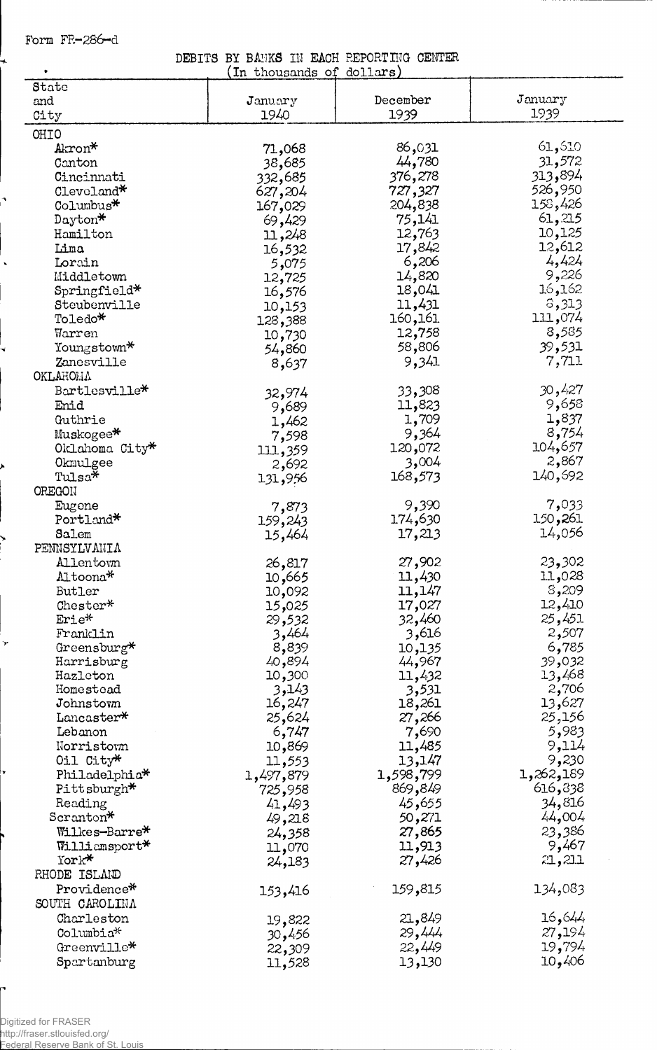Form FR-286-d

DEBITS BY BANKS IN EACH REPORTING CENTER

(In thousands of dollars)

| State and City | January 1940 | December 1939 | January 1939 |
|---|---|---|---|
| OHIO | | | |
| Akron* | 71,068 | 86,031 | 61,610 |
| Canton | 38,685 | 44,780 | 31,572 |
| Cincinnati | 332,685 | 376,278 | 313,894 |
| Cleveland* | 627,204 | 727,327 | 526,950 |
| Columbus* | 167,029 | 204,838 | 158,426 |
| Dayton* | 69,429 | 75,141 | 61,215 |
| Hamilton | 11,248 | 12,763 | 10,125 |
| Lima | 16,532 | 17,842 | 12,612 |
| Lorain | 5,075 | 6,206 | 4,424 |
| Middletown | 12,725 | 14,820 | 9,226 |
| Springfield* | 16,576 | 18,041 | 16,162 |
| Steubenville | 10,153 | 11,431 | 8,313 |
| Toledo* | 128,388 | 160,161 | 111,074 |
| Warren | 10,730 | 12,758 | 8,585 |
| Youngstown* | 54,860 | 58,806 | 39,531 |
| Zanesville | 8,637 | 9,341 | 7,711 |
| OKLAHOMA | | | |
| Bartlesville* | 32,974 | 33,308 | 30,427 |
| Enid | 9,689 | 11,823 | 9,658 |
| Guthrie | 1,462 | 1,709 | 1,837 |
| Muskogee* | 7,598 | 9,364 | 8,754 |
| Oklahoma City* | 111,359 | 120,072 | 104,657 |
| Okmulgee | 2,692 | 3,004 | 2,867 |
| Tulsa* | 131,956 | 168,573 | 140,692 |
| OREGON | | | |
| Eugene | 7,873 | 9,390 | 7,033 |
| Portland* | 159,243 | 174,630 | 150,261 |
| Salem | 15,464 | 17,213 | 14,056 |
| PENNSYLVANIA | | | |
| Allentown | 26,817 | 27,902 | 23,302 |
| Altoona* | 10,665 | 11,430 | 11,028 |
| Butler | 10,092 | 11,147 | 8,209 |
| Chester* | 15,025 | 17,027 | 12,410 |
| Erie* | 29,532 | 32,460 | 25,451 |
| Franklin | 3,464 | 3,616 | 2,507 |
| Greensburg* | 8,839 | 10,135 | 6,785 |
| Harrisburg | 40,894 | 44,967 | 39,032 |
| Hazleton | 10,300 | 11,432 | 13,468 |
| Homestead | 3,143 | 3,531 | 2,706 |
| Johnstown | 16,247 | 18,261 | 13,627 |
| Lancaster* | 25,624 | 27,266 | 25,156 |
| Lebanon | 6,747 | 7,690 | 5,983 |
| Norristown | 10,869 | 11,485 | 9,114 |
| Oil City* | 11,553 | 13,147 | 9,230 |
| Philadelphia* | 1,497,879 | 1,598,799 | 1,262,189 |
| Pittsburgh* | 725,958 | 869,849 | 616,838 |
| Reading | 41,493 | 45,655 | 34,816 |
| Scranton* | 49,218 | 50,271 | 44,004 |
| Wilkes-Barre* | 24,358 | 27,865 | 23,386 |
| Williamsport* | 11,070 | 11,913 | 9,467 |
| York* | 24,183 | 27,426 | 21,211 |
| RHODE ISLAND | | | |
| Providence* | 153,416 | 159,815 | 134,083 |
| SOUTH CAROLINA | | | |
| Charleston | 19,822 | 21,849 | 16,644 |
| Columbia* | 30,456 | 29,444 | 27,194 |
| Greenville* | 22,309 | 22,449 | 19,794 |
| Spartanburg | 11,528 | 13,130 | 10,406 |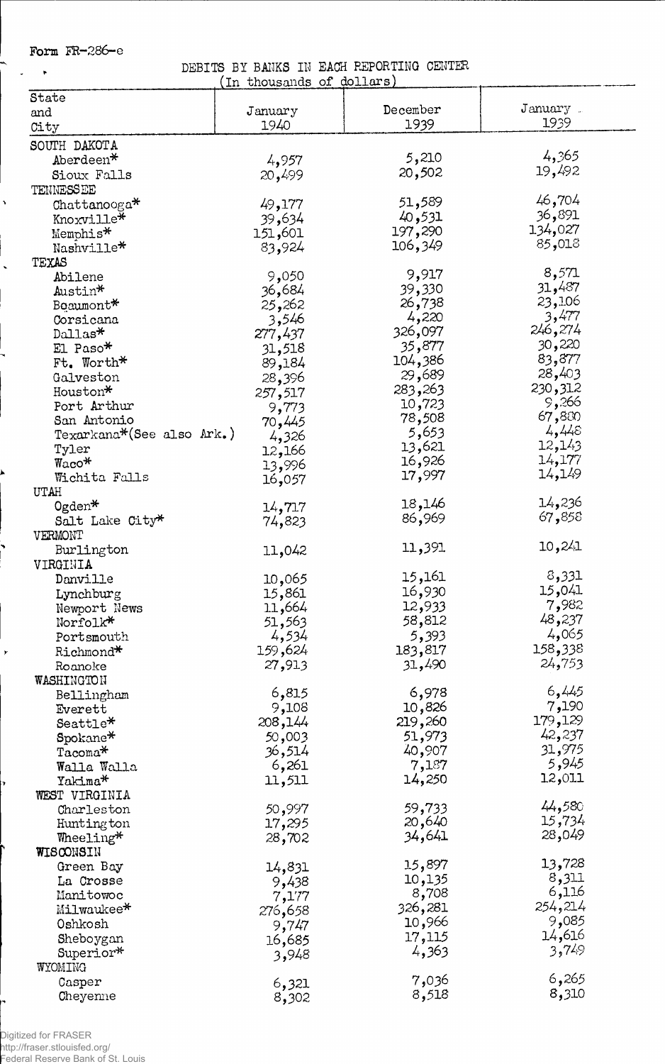Form FR-286-c

DEBITS BY BANKS IN EACH REPORTING CENTER
(In thousands of dollars)

| State and City | January 1940 | December 1939 | January 1939 |
|---|---|---|---|
| SOUTH DAKOTA | | | |
| Aberdeen* | 4,957 | 5,210 | 4,365 |
| Sioux Falls | 20,499 | 20,502 | 19,492 |
| TENNESSEE | | | |
| Chattanooga* | 49,177 | 51,589 | 46,704 |
| Knoxville* | 39,634 | 40,531 | 36,891 |
| Memphis* | 151,601 | 197,290 | 134,027 |
| Nashville* | 83,924 | 106,349 | 85,018 |
| TEXAS | | | |
| Abilene | 9,050 | 9,917 | 8,571 |
| Austin* | 36,684 | 39,330 | 31,487 |
| Beaumont* | 25,262 | 26,738 | 23,106 |
| Corsicana | 3,546 | 4,220 | 3,477 |
| Dallas* | 277,437 | 326,097 | 246,274 |
| El Paso* | 31,518 | 35,877 | 30,220 |
| Ft. Worth* | 89,184 | 104,386 | 83,877 |
| Galveston | 28,396 | 29,689 | 28,403 |
| Houston* | 257,517 | 283,263 | 230,312 |
| Port Arthur | 9,773 | 10,723 | 9,266 |
| San Antonio | 70,445 | 78,508 | 67,880 |
| Texarkana*(See also Ark.) | 4,326 | 5,653 | 4,448 |
| Tyler | 12,166 | 13,621 | 12,143 |
| Waco* | 13,996 | 16,926 | 14,177 |
| Wichita Falls | 16,057 | 17,997 | 14,149 |
| UTAH | | | |
| Ogden* | 14,717 | 18,146 | 14,236 |
| Salt Lake City* | 74,823 | 86,969 | 67,858 |
| VERMONT | | | |
| Burlington | 11,042 | 11,391 | 10,241 |
| VIRGINIA | | | |
| Danville | 10,065 | 15,161 | 8,331 |
| Lynchburg | 15,861 | 16,930 | 15,041 |
| Newport News | 11,664 | 12,933 | 7,982 |
| Norfolk* | 51,563 | 58,812 | 48,237 |
| Portsmouth | 4,534 | 5,393 | 4,065 |
| Richmond* | 159,624 | 183,817 | 158,338 |
| Roanoke | 27,913 | 31,490 | 24,753 |
| WASHINGTON | | | |
| Bellingham | 6,815 | 6,978 | 6,445 |
| Everett | 9,108 | 10,826 | 7,190 |
| Seattle* | 208,144 | 219,260 | 179,129 |
| Spokane* | 50,003 | 51,973 | 42,237 |
| Tacoma* | 36,514 | 40,907 | 31,975 |
| Walla Walla | 6,261 | 7,187 | 5,945 |
| Yakima* | 11,511 | 14,250 | 12,011 |
| WEST VIRGINIA | | | |
| Charleston | 50,997 | 59,733 | 44,580 |
| Huntington | 17,295 | 20,640 | 15,734 |
| Wheeling* | 28,702 | 34,641 | 28,049 |
| WISCONSIN | | | |
| Green Bay | 14,831 | 15,897 | 13,728 |
| La Crosse | 9,438 | 10,135 | 8,311 |
| Manitowoc | 7,177 | 8,708 | 6,116 |
| Milwaukee* | 276,658 | 326,281 | 254,214 |
| Oshkosh | 9,747 | 10,966 | 9,085 |
| Sheboygan | 16,685 | 17,115 | 14,616 |
| Superior* | 3,948 | 4,363 | 3,749 |
| WYOMING | | | |
| Casper | 6,321 | 7,036 | 6,265 |
| Cheyenne | 8,302 | 8,518 | 8,310 |